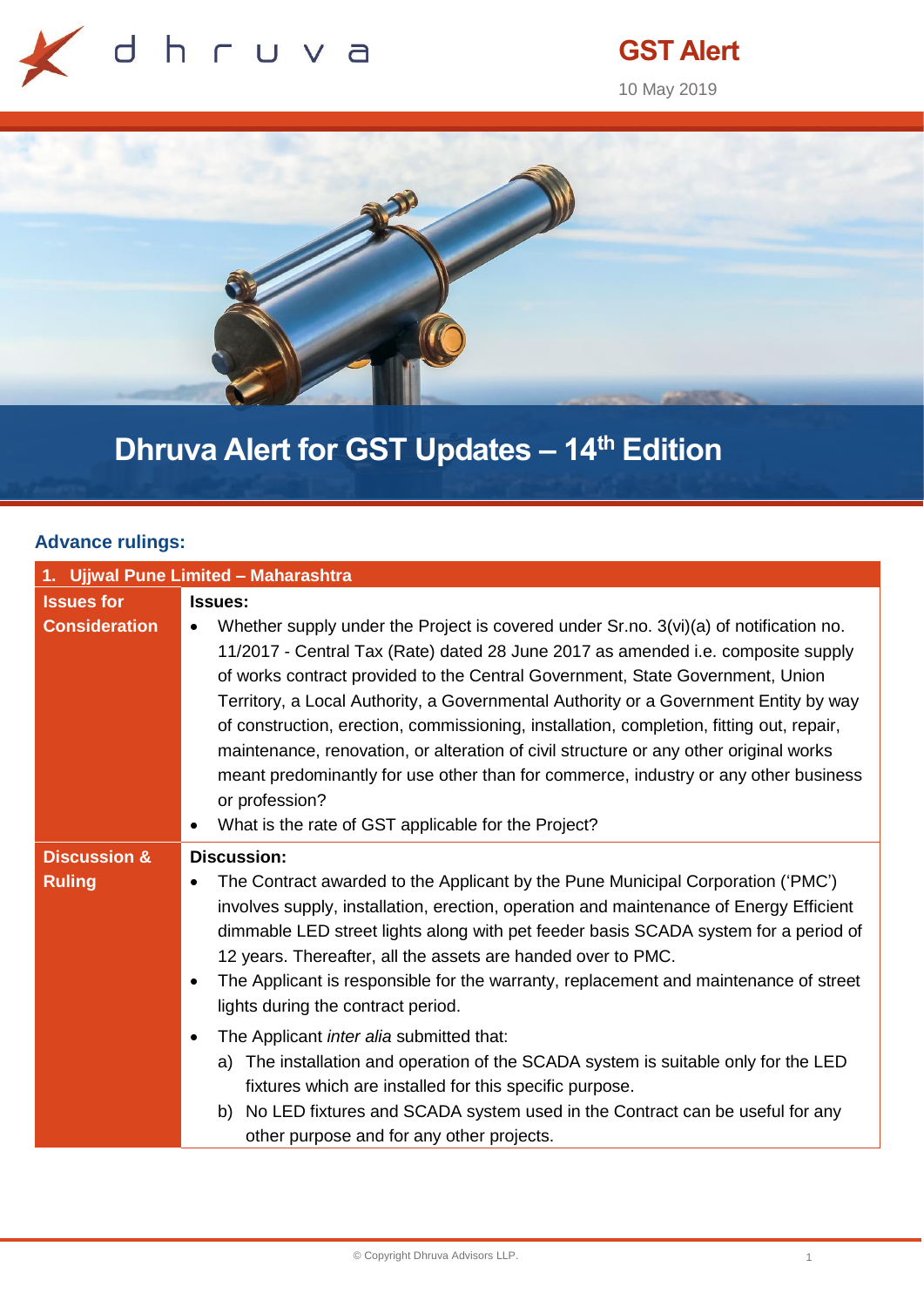GST Alert

10 May 2019

# Dhruva Alert for GST Updates – 14th Edition

## Advance rulings:

| 1. Ujjwal Pune Limited – Maharashtra | |
|---|---|
| **Issues for Consideration** | **Issues:**<br>• Whether supply under the Project is covered under Sr.no. 3(vi)(a) of notification no. 11/2017 - Central Tax (Rate) dated 28 June 2017 as amended i.e. composite supply of works contract provided to the Central Government, State Government, Union Territory, a Local Authority, a Governmental Authority or a Government Entity by way of construction, erection, commissioning, installation, completion, fitting out, repair, maintenance, renovation, or alteration of civil structure or any other original works meant predominantly for use other than for commerce, industry or any other business or profession?<br>• What is the rate of GST applicable for the Project? |
| **Discussion & Ruling** | **Discussion:**<br>• The Contract awarded to the Applicant by the Pune Municipal Corporation ('PMC') involves supply, installation, erection, operation and maintenance of Energy Efficient dimmable LED street lights along with pet feeder basis SCADA system for a period of 12 years. Thereafter, all the assets are handed over to PMC.<br>• The Applicant is responsible for the warranty, replacement and maintenance of street lights during the contract period.<br>• The Applicant *inter alia* submitted that:<br>a) The installation and operation of the SCADA system is suitable only for the LED fixtures which are installed for this specific purpose.<br>b) No LED fixtures and SCADA system used in the Contract can be useful for any other purpose and for any other projects. |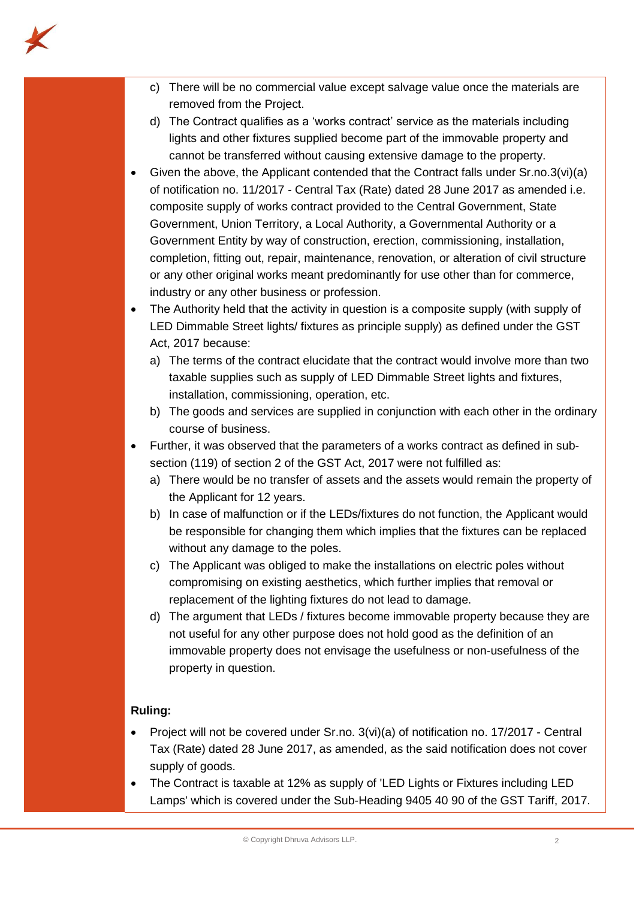- c) There will be no commercial value except salvage value once the materials are removed from the Project.
- d) The Contract qualifies as a 'works contract' service as the materials including lights and other fixtures supplied become part of the immovable property and cannot be transferred without causing extensive damage to the property.

- Given the above, the Applicant contended that the Contract falls under Sr.no.3(vi)(a) of notification no. 11/2017 - Central Tax (Rate) dated 28 June 2017 as amended i.e. composite supply of works contract provided to the Central Government, State Government, Union Territory, a Local Authority, a Governmental Authority or a Government Entity by way of construction, erection, commissioning, installation, completion, fitting out, repair, maintenance, renovation, or alteration of civil structure or any other original works meant predominantly for use other than for commerce, industry or any other business or profession.
- The Authority held that the activity in question is a composite supply (with supply of LED Dimmable Street lights/ fixtures as principle supply) as defined under the GST Act, 2017 because:
  - a) The terms of the contract elucidate that the contract would involve more than two taxable supplies such as supply of LED Dimmable Street lights and fixtures, installation, commissioning, operation, etc.
  - b) The goods and services are supplied in conjunction with each other in the ordinary course of business.
- Further, it was observed that the parameters of a works contract as defined in sub-section (119) of section 2 of the GST Act, 2017 were not fulfilled as:
  - a) There would be no transfer of assets and the assets would remain the property of the Applicant for 12 years.
  - b) In case of malfunction or if the LEDs/fixtures do not function, the Applicant would be responsible for changing them which implies that the fixtures can be replaced without any damage to the poles.
  - c) The Applicant was obliged to make the installations on electric poles without compromising on existing aesthetics, which further implies that removal or replacement of the lighting fixtures do not lead to damage.
  - d) The argument that LEDs / fixtures become immovable property because they are not useful for any other purpose does not hold good as the definition of an immovable property does not envisage the usefulness or non-usefulness of the property in question.

**Ruling:**

- Project will not be covered under Sr.no. 3(vi)(a) of notification no. 17/2017 - Central Tax (Rate) dated 28 June 2017, as amended, as the said notification does not cover supply of goods.
- The Contract is taxable at 12% as supply of 'LED Lights or Fixtures including LED Lamps' which is covered under the Sub-Heading 9405 40 90 of the GST Tariff, 2017.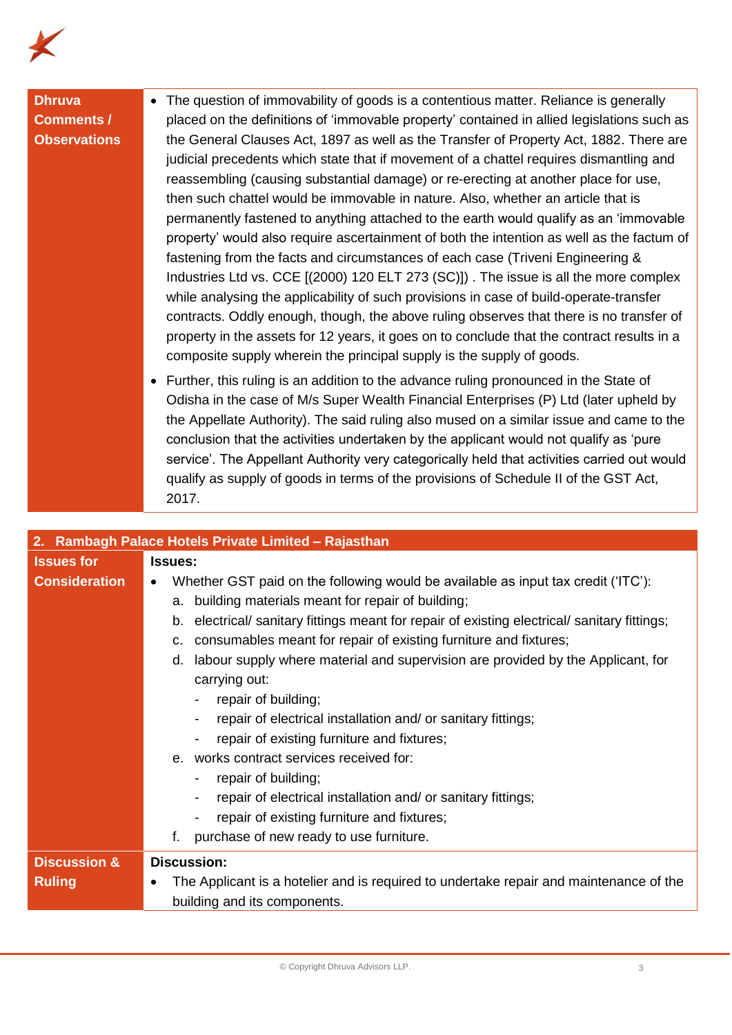| | |
|---|---|
| **Dhruva Comments / Observations** | • The question of immovability of goods is a contentious matter. Reliance is generally placed on the definitions of 'immovable property' contained in allied legislations such as the General Clauses Act, 1897 as well as the Transfer of Property Act, 1882. There are judicial precedents which state that if movement of a chattel requires dismantling and reassembling (causing substantial damage) or re-erecting at another place for use, then such chattel would be immovable in nature. Also, whether an article that is permanently fastened to anything attached to the earth would qualify as an 'immovable property' would also require ascertainment of both the intention as well as the factum of fastening from the facts and circumstances of each case (Triveni Engineering & Industries Ltd vs. CCE [(2000) 120 ELT 273 (SC)]) . The issue is all the more complex while analysing the applicability of such provisions in case of build-operate-transfer contracts. Oddly enough, though, the above ruling observes that there is no transfer of property in the assets for 12 years, it goes on to conclude that the contract results in a composite supply wherein the principal supply is the supply of goods.<br>• Further, this ruling is an addition to the advance ruling pronounced in the State of Odisha in the case of M/s Super Wealth Financial Enterprises (P) Ltd (later upheld by the Appellate Authority). The said ruling also mused on a similar issue and came to the conclusion that the activities undertaken by the applicant would not qualify as 'pure service'. The Appellant Authority very categorically held that activities carried out would qualify as supply of goods in terms of the provisions of Schedule II of the GST Act, 2017. |

| **2. Rambagh Palace Hotels Private Limited – Rajasthan** | |
|---|---|
| **Issues for Consideration** | **Issues:**<br>• Whether GST paid on the following would be available as input tax credit ('ITC'):<br>a. building materials meant for repair of building;<br>b. electrical/ sanitary fittings meant for repair of existing electrical/ sanitary fittings;<br>c. consumables meant for repair of existing furniture and fixtures;<br>d. labour supply where material and supervision are provided by the Applicant, for carrying out:<br>- repair of building;<br>- repair of electrical installation and/ or sanitary fittings;<br>- repair of existing furniture and fixtures;<br>e. works contract services received for:<br>- repair of building;<br>- repair of electrical installation and/ or sanitary fittings;<br>- repair of existing furniture and fixtures;<br>f. purchase of new ready to use furniture. |
| **Discussion & Ruling** | **Discussion:**<br>• The Applicant is a hotelier and is required to undertake repair and maintenance of the building and its components. |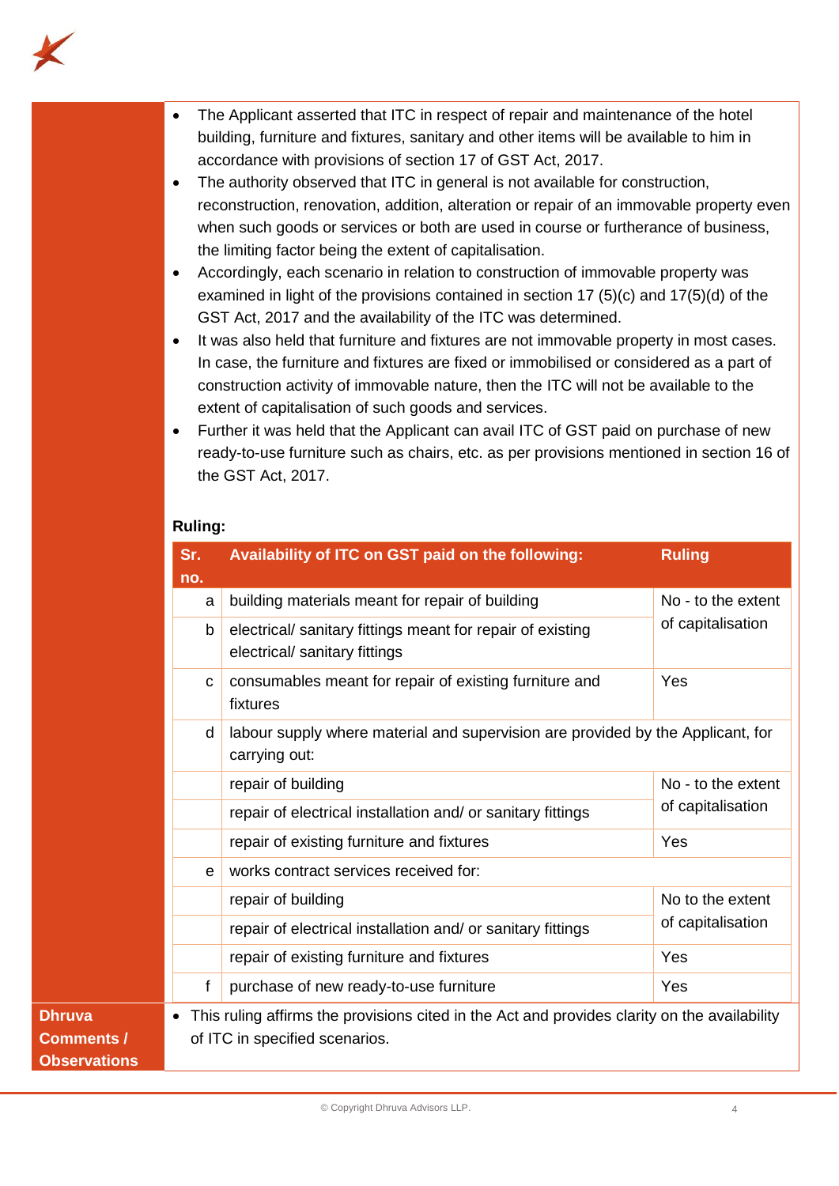- The Applicant asserted that ITC in respect of repair and maintenance of the hotel building, furniture and fixtures, sanitary and other items will be available to him in accordance with provisions of section 17 of GST Act, 2017.
- The authority observed that ITC in general is not available for construction, reconstruction, renovation, addition, alteration or repair of an immovable property even when such goods or services or both are used in course or furtherance of business, the limiting factor being the extent of capitalisation.
- Accordingly, each scenario in relation to construction of immovable property was examined in light of the provisions contained in section 17 (5)(c) and 17(5)(d) of the GST Act, 2017 and the availability of the ITC was determined.
- It was also held that furniture and fixtures are not immovable property in most cases. In case, the furniture and fixtures are fixed or immobilised or considered as a part of construction activity of immovable nature, then the ITC will not be available to the extent of capitalisation of such goods and services.
- Further it was held that the Applicant can avail ITC of GST paid on purchase of new ready-to-use furniture such as chairs, etc. as per provisions mentioned in section 16 of the GST Act, 2017.

**Ruling:**

| Sr. no. | Availability of ITC on GST paid on the following: | Ruling |
|---|---|---|
| a | building materials meant for repair of building | No - to the extent of capitalisation |
| b | electrical/ sanitary fittings meant for repair of existing electrical/ sanitary fittings | No - to the extent of capitalisation |
| c | consumables meant for repair of existing furniture and fixtures | Yes |
| d | labour supply where material and supervision are provided by the Applicant, for carrying out: | |
| | repair of building | No - to the extent of capitalisation |
| | repair of electrical installation and/ or sanitary fittings | No - to the extent of capitalisation |
| | repair of existing furniture and fixtures | Yes |
| e | works contract services received for: | |
| | repair of building | No to the extent of capitalisation |
| | repair of electrical installation and/ or sanitary fittings | No to the extent of capitalisation |
| | repair of existing furniture and fixtures | Yes |
| f | purchase of new ready-to-use furniture | Yes |

**Dhruva Comments / Observations**

- This ruling affirms the provisions cited in the Act and provides clarity on the availability of ITC in specified scenarios.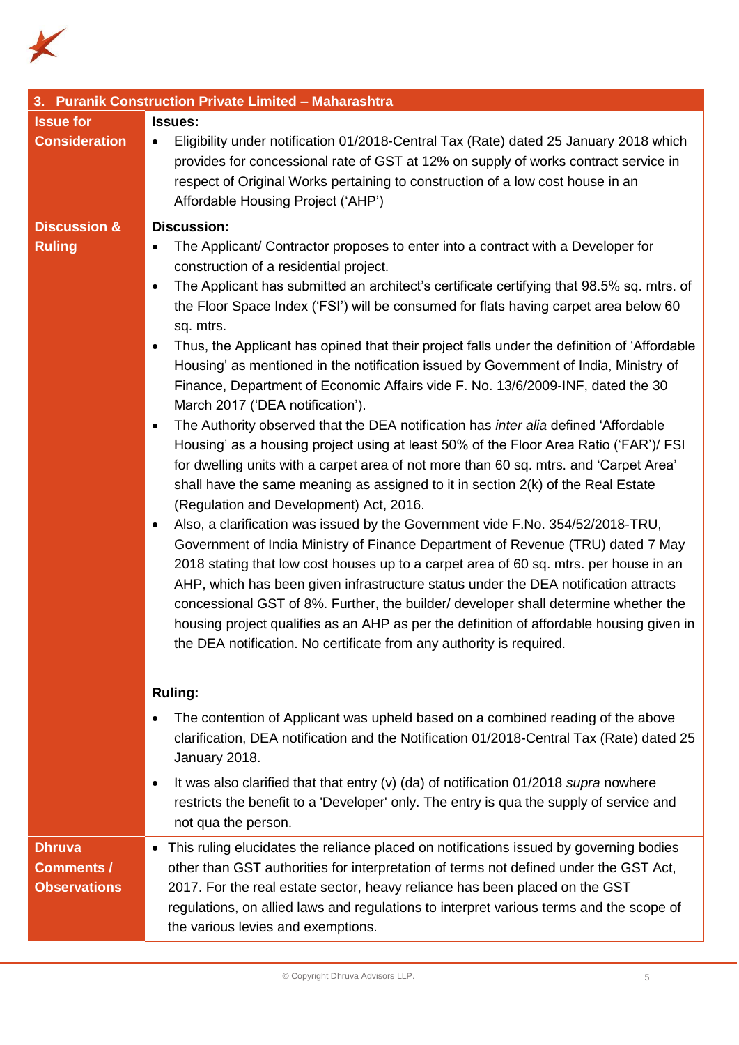| 3. Puranik Construction Private Limited – Maharashtra | |
|---|---|
| **Issue for Consideration** | **Issues:**<br>• Eligibility under notification 01/2018-Central Tax (Rate) dated 25 January 2018 which provides for concessional rate of GST at 12% on supply of works contract service in respect of Original Works pertaining to construction of a low cost house in an Affordable Housing Project ('AHP') |
| **Discussion & Ruling** | **Discussion:**<br>• The Applicant/ Contractor proposes to enter into a contract with a Developer for construction of a residential project.<br>• The Applicant has submitted an architect's certificate certifying that 98.5% sq. mtrs. of the Floor Space Index ('FSI') will be consumed for flats having carpet area below 60 sq. mtrs.<br>• Thus, the Applicant has opined that their project falls under the definition of 'Affordable Housing' as mentioned in the notification issued by Government of India, Ministry of Finance, Department of Economic Affairs vide F. No. 13/6/2009-INF, dated the 30 March 2017 ('DEA notification').<br>• The Authority observed that the DEA notification has *inter alia* defined 'Affordable Housing' as a housing project using at least 50% of the Floor Area Ratio ('FAR')/ FSI for dwelling units with a carpet area of not more than 60 sq. mtrs. and 'Carpet Area' shall have the same meaning as assigned to it in section 2(k) of the Real Estate (Regulation and Development) Act, 2016.<br>• Also, a clarification was issued by the Government vide F.No. 354/52/2018-TRU, Government of India Ministry of Finance Department of Revenue (TRU) dated 7 May 2018 stating that low cost houses up to a carpet area of 60 sq. mtrs. per house in an AHP, which has been given infrastructure status under the DEA notification attracts concessional GST of 8%. Further, the builder/ developer shall determine whether the housing project qualifies as an AHP as per the definition of affordable housing given in the DEA notification. No certificate from any authority is required.<br><br>**Ruling:**<br>• The contention of Applicant was upheld based on a combined reading of the above clarification, DEA notification and the Notification 01/2018-Central Tax (Rate) dated 25 January 2018.<br>• It was also clarified that that entry (v) (da) of notification 01/2018 *supra* nowhere restricts the benefit to a 'Developer' only. The entry is qua the supply of service and not qua the person. |
| **Dhruva Comments / Observations** | • This ruling elucidates the reliance placed on notifications issued by governing bodies other than GST authorities for interpretation of terms not defined under the GST Act, 2017. For the real estate sector, heavy reliance has been placed on the GST regulations, on allied laws and regulations to interpret various terms and the scope of the various levies and exemptions. |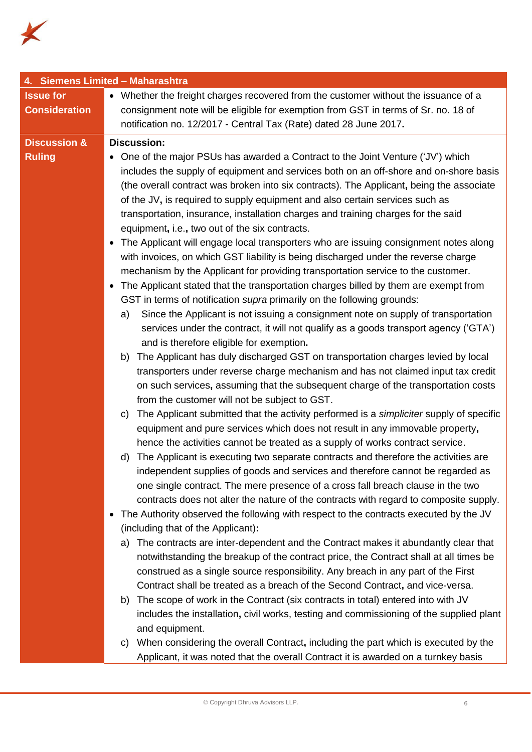| 4. Siemens Limited – Maharashtra | |
|---|---|
| **Issue for Consideration** | • Whether the freight charges recovered from the customer without the issuance of a consignment note will be eligible for exemption from GST in terms of Sr. no. 18 of notification no. 12/2017 - Central Tax (Rate) dated 28 June 2017**.** |
| **Discussion & Ruling** | **Discussion:**<br>• One of the major PSUs has awarded a Contract to the Joint Venture ('JV') which includes the supply of equipment and services both on an off-shore and on-shore basis (the overall contract was broken into six contracts). The Applicant**,** being the associate of the JV**,** is required to supply equipment and also certain services such as transportation, insurance, installation charges and training charges for the said equipment**,** i.e.**,** two out of the six contracts.<br>• The Applicant will engage local transporters who are issuing consignment notes along with invoices, on which GST liability is being discharged under the reverse charge mechanism by the Applicant for providing transportation service to the customer.<br>• The Applicant stated that the transportation charges billed by them are exempt from GST in terms of notification *supra* primarily on the following grounds:<br>a) Since the Applicant is not issuing a consignment note on supply of transportation services under the contract, it will not qualify as a goods transport agency ('GTA') and is therefore eligible for exemption**.**<br>b) The Applicant has duly discharged GST on transportation charges levied by local transporters under reverse charge mechanism and has not claimed input tax credit on such services**,** assuming that the subsequent charge of the transportation costs from the customer will not be subject to GST.<br>c) The Applicant submitted that the activity performed is a *simpliciter* supply of specific equipment and pure services which does not result in any immovable property**,** hence the activities cannot be treated as a supply of works contract service.<br>d) The Applicant is executing two separate contracts and therefore the activities are independent supplies of goods and services and therefore cannot be regarded as one single contract. The mere presence of a cross fall breach clause in the two contracts does not alter the nature of the contracts with regard to composite supply.<br>• The Authority observed the following with respect to the contracts executed by the JV (including that of the Applicant)**:**<br>a) The contracts are inter-dependent and the Contract makes it abundantly clear that notwithstanding the breakup of the contract price, the Contract shall at all times be construed as a single source responsibility. Any breach in any part of the First Contract shall be treated as a breach of the Second Contract**,** and vice-versa.<br>b) The scope of work in the Contract (six contracts in total) entered into with JV includes the installation**,** civil works, testing and commissioning of the supplied plant and equipment.<br>c) When considering the overall Contract**,** including the part which is executed by the Applicant, it was noted that the overall Contract it is awarded on a turnkey basis |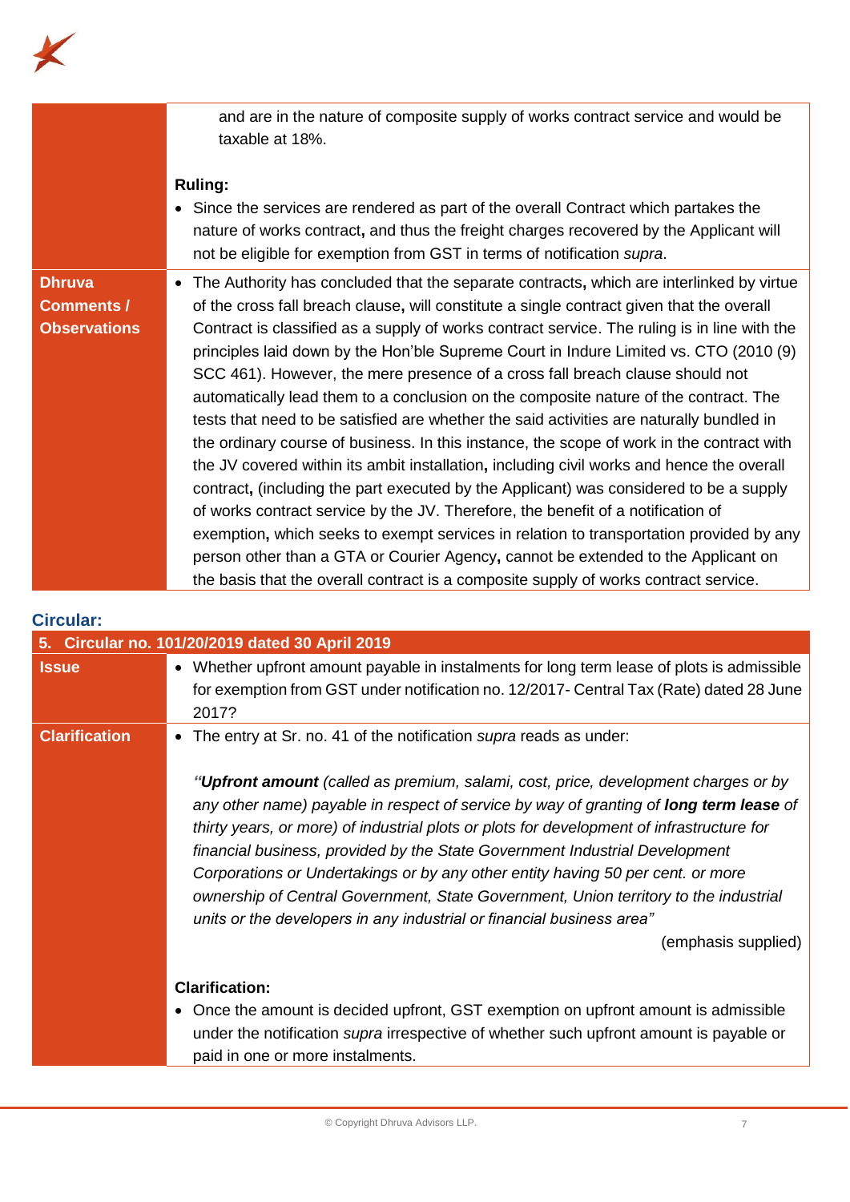| | |
|---|---|
| | and are in the nature of composite supply of works contract service and would be taxable at 18%.<br><br>**Ruling:**<br>• Since the services are rendered as part of the overall Contract which partakes the nature of works contract**,** and thus the freight charges recovered by the Applicant will not be eligible for exemption from GST in terms of notification *supra*. |
| **Dhruva Comments / Observations** | • The Authority has concluded that the separate contracts**,** which are interlinked by virtue of the cross fall breach clause**,** will constitute a single contract given that the overall Contract is classified as a supply of works contract service. The ruling is in line with the principles laid down by the Hon'ble Supreme Court in Indure Limited vs. CTO (2010 (9) SCC 461). However, the mere presence of a cross fall breach clause should not automatically lead them to a conclusion on the composite nature of the contract. The tests that need to be satisfied are whether the said activities are naturally bundled in the ordinary course of business. In this instance, the scope of work in the contract with the JV covered within its ambit installation**,** including civil works and hence the overall contract**,** (including the part executed by the Applicant) was considered to be a supply of works contract service by the JV. Therefore, the benefit of a notification of exemption**,** which seeks to exempt services in relation to transportation provided by any person other than a GTA or Courier Agency**,** cannot be extended to the Applicant on the basis that the overall contract is a composite supply of works contract service. |

## Circular:

| **5. Circular no. 101/20/2019 dated 30 April 2019** | |
|---|---|
| **Issue** | • Whether upfront amount payable in instalments for long term lease of plots is admissible for exemption from GST under notification no. 12/2017- Central Tax (Rate) dated 28 June 2017? |
| **Clarification** | • The entry at Sr. no. 41 of the notification *supra* reads as under:<br><br>*"**Upfront amount** (called as premium, salami, cost, price, development charges or by any other name) payable in respect of service by way of granting of **long term lease** of thirty years, or more) of industrial plots or plots for development of infrastructure for financial business, provided by the State Government Industrial Development Corporations or Undertakings or by any other entity having 50 per cent. or more ownership of Central Government, State Government, Union territory to the industrial units or the developers in any industrial or financial business area"*<br>(emphasis supplied)<br><br>**Clarification:**<br>• Once the amount is decided upfront, GST exemption on upfront amount is admissible under the notification *supra* irrespective of whether such upfront amount is payable or paid in one or more instalments. |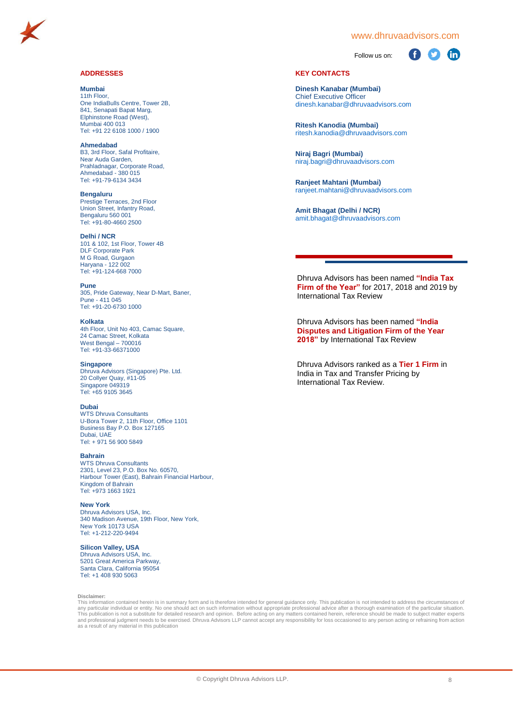www.dhruvaadvisors.com

Follow us on:

## ADDRESSES

**Mumbai**
11th Floor,
One IndiaBulls Centre, Tower 2B,
841, Senapati Bapat Marg,
Elphinstone Road (West),
Mumbai 400 013
Tel: +91 22 6108 1000 / 1900

**Ahmedabad**
B3, 3rd Floor, Safal Profitaire,
Near Auda Garden,
Prahladnagar, Corporate Road,
Ahmedabad - 380 015
Tel: +91-79-6134 3434

**Bengaluru**
Prestige Terraces, 2nd Floor
Union Street, Infantry Road,
Bengaluru 560 001
Tel: +91-80-4660 2500

**Delhi / NCR**
101 & 102, 1st Floor, Tower 4B
DLF Corporate Park
M G Road, Gurgaon
Haryana - 122 002
Tel: +91-124-668 7000

**Pune**
305, Pride Gateway, Near D-Mart, Baner,
Pune - 411 045
Tel: +91-20-6730 1000

**Kolkata**
4th Floor, Unit No 403, Camac Square,
24 Camac Street, Kolkata
West Bengal – 700016
Tel: +91-33-66371000

**Singapore**
Dhruva Advisors (Singapore) Pte. Ltd.
20 Collyer Quay, #11-05
Singapore 049319
Tel: +65 9105 3645

**Dubai**
WTS Dhruva Consultants
U-Bora Tower 2, 11th Floor, Office 1101
Business Bay P.O. Box 127165
Dubai, UAE
Tel: + 971 56 900 5849

**Bahrain**
WTS Dhruva Consultants
2301, Level 23, P.O. Box No. 60570,
Harbour Tower (East), Bahrain Financial Harbour,
Kingdom of Bahrain
Tel: +973 1663 1921

**New York**
Dhruva Advisors USA, Inc.
340 Madison Avenue, 19th Floor, New York,
New York 10173 USA
Tel: +1-212-220-9494

**Silicon Valley, USA**
Dhruva Advisors USA, Inc.
5201 Great America Parkway,
Santa Clara, California 95054
Tel: +1 408 930 5063

## KEY CONTACTS

**Dinesh Kanabar (Mumbai)**
Chief Executive Officer
dinesh.kanabar@dhruvaadvisors.com

**Ritesh Kanodia (Mumbai)**
ritesh.kanodia@dhruvaadvisors.com

**Niraj Bagri (Mumbai)**
niraj.bagri@dhruvaadvisors.com

**Ranjeet Mahtani (Mumbai)**
ranjeet.mahtani@dhruvaadvisors.com

**Amit Bhagat (Delhi / NCR)**
amit.bhagat@dhruvaadvisors.com

Dhruva Advisors has been named **"India Tax Firm of the Year"** for 2017, 2018 and 2019 by International Tax Review

Dhruva Advisors has been named **"India Disputes and Litigation Firm of the Year 2018"** by International Tax Review

Dhruva Advisors ranked as a **Tier 1 Firm** in India in Tax and Transfer Pricing by International Tax Review.

**Disclaimer:**
This information contained herein is in summary form and is therefore intended for general guidance only. This publication is not intended to address the circumstances of any particular individual or entity. No one should act on such information without appropriate professional advice after a thorough examination of the particular situation. This publication is not a substitute for detailed research and opinion. Before acting on any matters contained herein, reference should be made to subject matter experts and professional judgment needs to be exercised. Dhruva Advisors LLP cannot accept any responsibility for loss occasioned to any person acting or refraining from action as a result of any material in this publication

© Copyright Dhruva Advisors LLP.